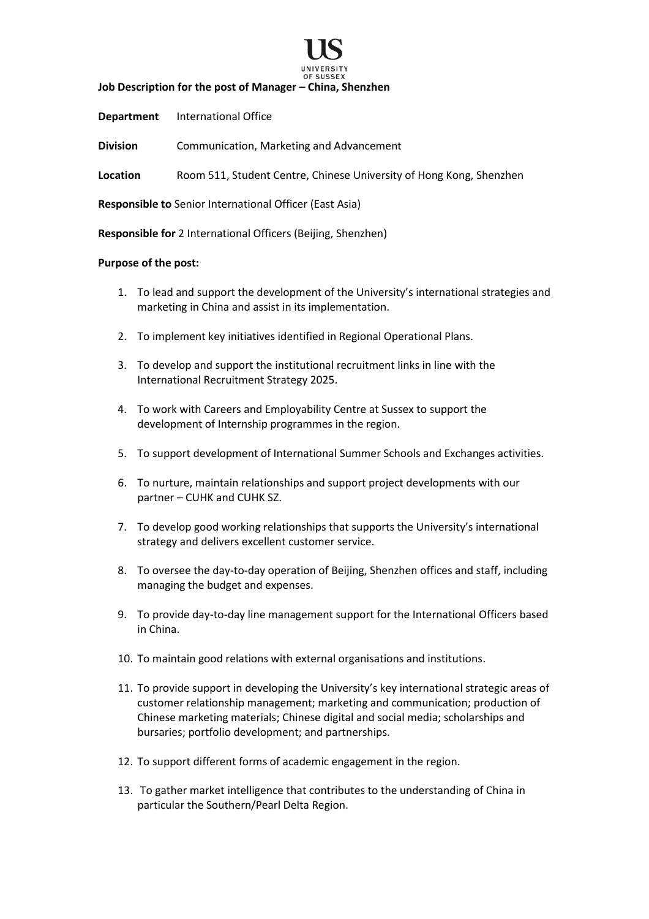**Job Description for the post of Manager – China, Shenzhen**

**Department** International Office

**Division** Communication, Marketing and Advancement

**Location** Room 511, Student Centre, Chinese University of Hong Kong, Shenzhen

**Responsible to** Senior International Officer (East Asia)

**Responsible for** 2 International Officers (Beijing, Shenzhen)

**Purpose of the post:**

1. To lead and support the development of the University's international strategies and marketing in China and assist in its implementation.

2. To implement key initiatives identified in Regional Operational Plans.

3. To develop and support the institutional recruitment links in line with the International Recruitment Strategy 2025.

4. To work with Careers and Employability Centre at Sussex to support the development of Internship programmes in the region.

5. To support development of International Summer Schools and Exchanges activities.

6. To nurture, maintain relationships and support project developments with our partner – CUHK and CUHK SZ.

7. To develop good working relationships that supports the University's international strategy and delivers excellent customer service.

8. To oversee the day-to-day operation of Beijing, Shenzhen offices and staff, including managing the budget and expenses.

9. To provide day-to-day line management support for the International Officers based in China.

10. To maintain good relations with external organisations and institutions.

11. To provide support in developing the University's key international strategic areas of customer relationship management; marketing and communication; production of Chinese marketing materials; Chinese digital and social media; scholarships and bursaries; portfolio development; and partnerships.

12. To support different forms of academic engagement in the region.

13. To gather market intelligence that contributes to the understanding of China in particular the Southern/Pearl Delta Region.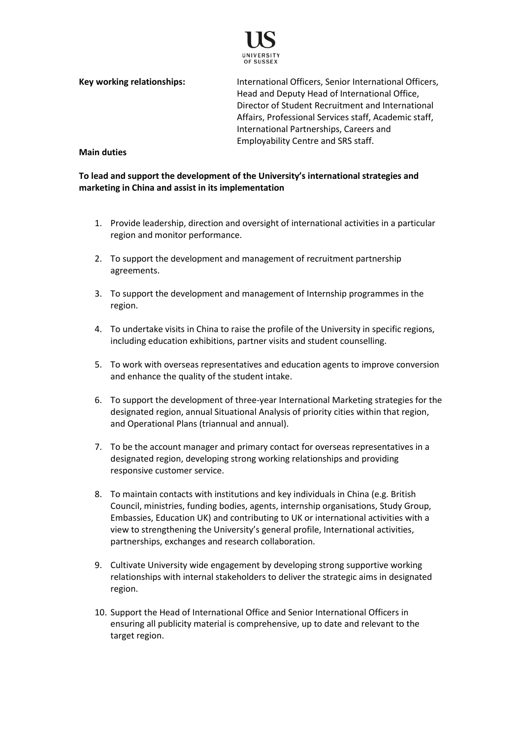**Key working relationships:** International Officers, Senior International Officers, Head and Deputy Head of International Office, Director of Student Recruitment and International Affairs, Professional Services staff, Academic staff, International Partnerships, Careers and Employability Centre and SRS staff.

**Main duties**

**To lead and support the development of the University's international strategies and marketing in China and assist in its implementation**

1. Provide leadership, direction and oversight of international activities in a particular region and monitor performance.
2. To support the development and management of recruitment partnership agreements.
3. To support the development and management of Internship programmes in the region.
4. To undertake visits in China to raise the profile of the University in specific regions, including education exhibitions, partner visits and student counselling.
5. To work with overseas representatives and education agents to improve conversion and enhance the quality of the student intake.
6. To support the development of three-year International Marketing strategies for the designated region, annual Situational Analysis of priority cities within that region, and Operational Plans (triannual and annual).
7. To be the account manager and primary contact for overseas representatives in a designated region, developing strong working relationships and providing responsive customer service.
8. To maintain contacts with institutions and key individuals in China (e.g. British Council, ministries, funding bodies, agents, internship organisations, Study Group, Embassies, Education UK) and contributing to UK or international activities with a view to strengthening the University's general profile, International activities, partnerships, exchanges and research collaboration.
9. Cultivate University wide engagement by developing strong supportive working relationships with internal stakeholders to deliver the strategic aims in designated region.
10. Support the Head of International Office and Senior International Officers in ensuring all publicity material is comprehensive, up to date and relevant to the target region.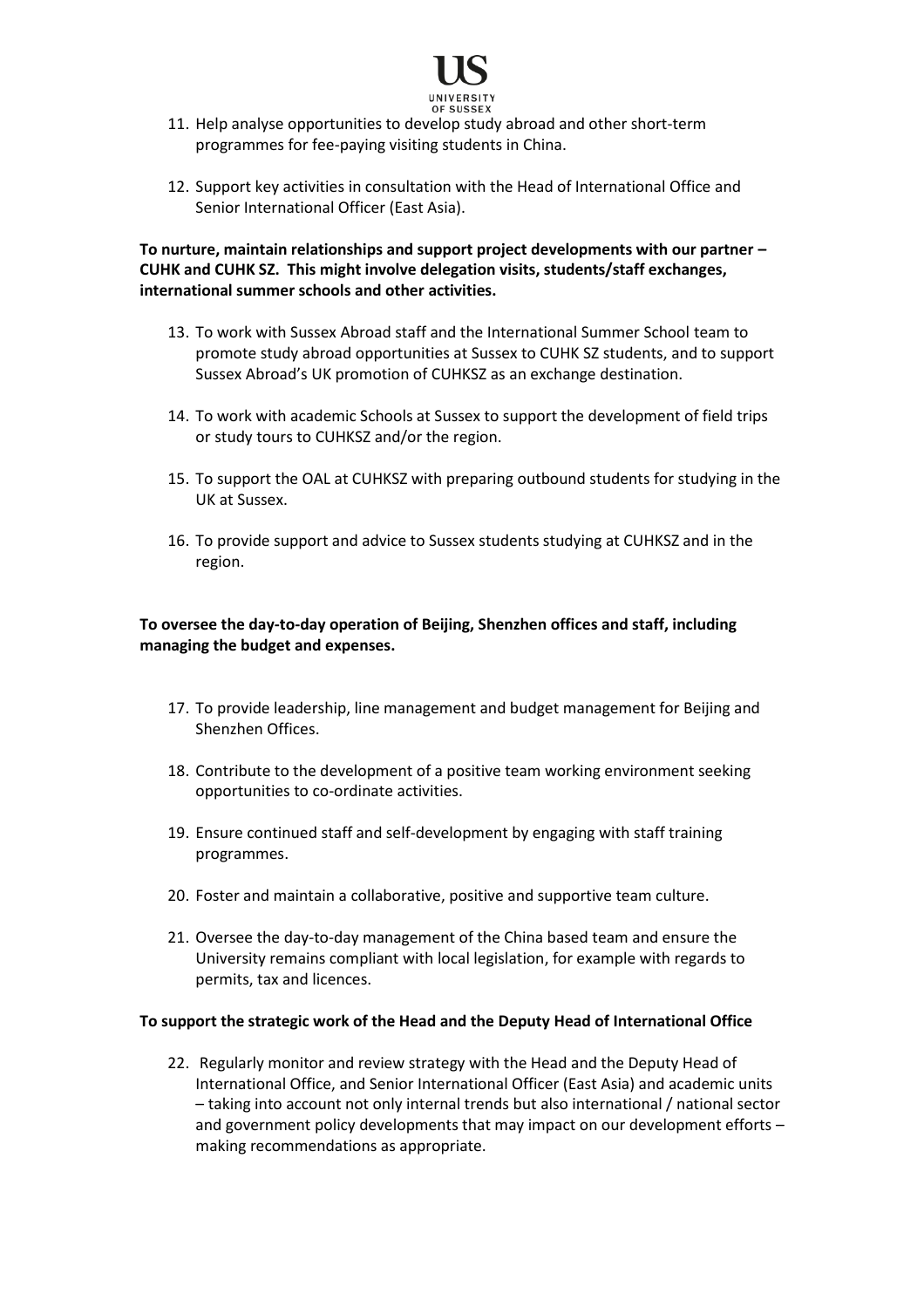11. Help analyse opportunities to develop study abroad and other short-term programmes for fee-paying visiting students in China.

12. Support key activities in consultation with the Head of International Office and Senior International Officer (East Asia).

**To nurture, maintain relationships and support project developments with our partner – CUHK and CUHK SZ. This might involve delegation visits, students/staff exchanges, international summer schools and other activities.**

13. To work with Sussex Abroad staff and the International Summer School team to promote study abroad opportunities at Sussex to CUHK SZ students, and to support Sussex Abroad's UK promotion of CUHKSZ as an exchange destination.

14. To work with academic Schools at Sussex to support the development of field trips or study tours to CUHKSZ and/or the region.

15. To support the OAL at CUHKSZ with preparing outbound students for studying in the UK at Sussex.

16. To provide support and advice to Sussex students studying at CUHKSZ and in the region.

**To oversee the day-to-day operation of Beijing, Shenzhen offices and staff, including managing the budget and expenses.**

17. To provide leadership, line management and budget management for Beijing and Shenzhen Offices.

18. Contribute to the development of a positive team working environment seeking opportunities to co-ordinate activities.

19. Ensure continued staff and self-development by engaging with staff training programmes.

20. Foster and maintain a collaborative, positive and supportive team culture.

21. Oversee the day-to-day management of the China based team and ensure the University remains compliant with local legislation, for example with regards to permits, tax and licences.

**To support the strategic work of the Head and the Deputy Head of International Office**

22. Regularly monitor and review strategy with the Head and the Deputy Head of International Office, and Senior International Officer (East Asia) and academic units – taking into account not only internal trends but also international / national sector and government policy developments that may impact on our development efforts – making recommendations as appropriate.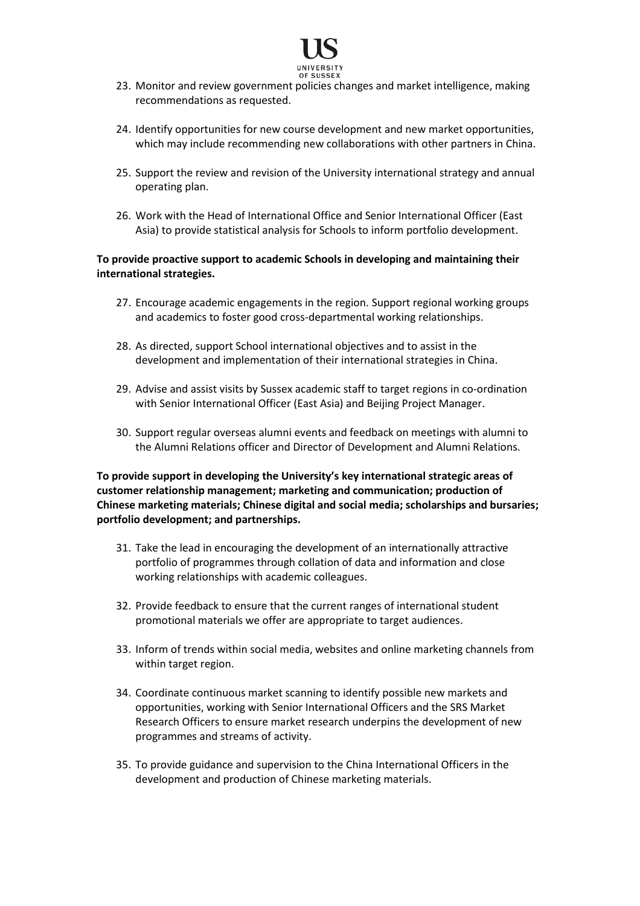23. Monitor and review government policies changes and market intelligence, making recommendations as requested.

24. Identify opportunities for new course development and new market opportunities, which may include recommending new collaborations with other partners in China.

25. Support the review and revision of the University international strategy and annual operating plan.

26. Work with the Head of International Office and Senior International Officer (East Asia) to provide statistical analysis for Schools to inform portfolio development.

**To provide proactive support to academic Schools in developing and maintaining their international strategies.**

27. Encourage academic engagements in the region. Support regional working groups and academics to foster good cross-departmental working relationships.

28. As directed, support School international objectives and to assist in the development and implementation of their international strategies in China.

29. Advise and assist visits by Sussex academic staff to target regions in co-ordination with Senior International Officer (East Asia) and Beijing Project Manager.

30. Support regular overseas alumni events and feedback on meetings with alumni to the Alumni Relations officer and Director of Development and Alumni Relations.

**To provide support in developing the University's key international strategic areas of customer relationship management; marketing and communication; production of Chinese marketing materials; Chinese digital and social media; scholarships and bursaries; portfolio development; and partnerships.**

31. Take the lead in encouraging the development of an internationally attractive portfolio of programmes through collation of data and information and close working relationships with academic colleagues.

32. Provide feedback to ensure that the current ranges of international student promotional materials we offer are appropriate to target audiences.

33. Inform of trends within social media, websites and online marketing channels from within target region.

34. Coordinate continuous market scanning to identify possible new markets and opportunities, working with Senior International Officers and the SRS Market Research Officers to ensure market research underpins the development of new programmes and streams of activity.

35. To provide guidance and supervision to the China International Officers in the development and production of Chinese marketing materials.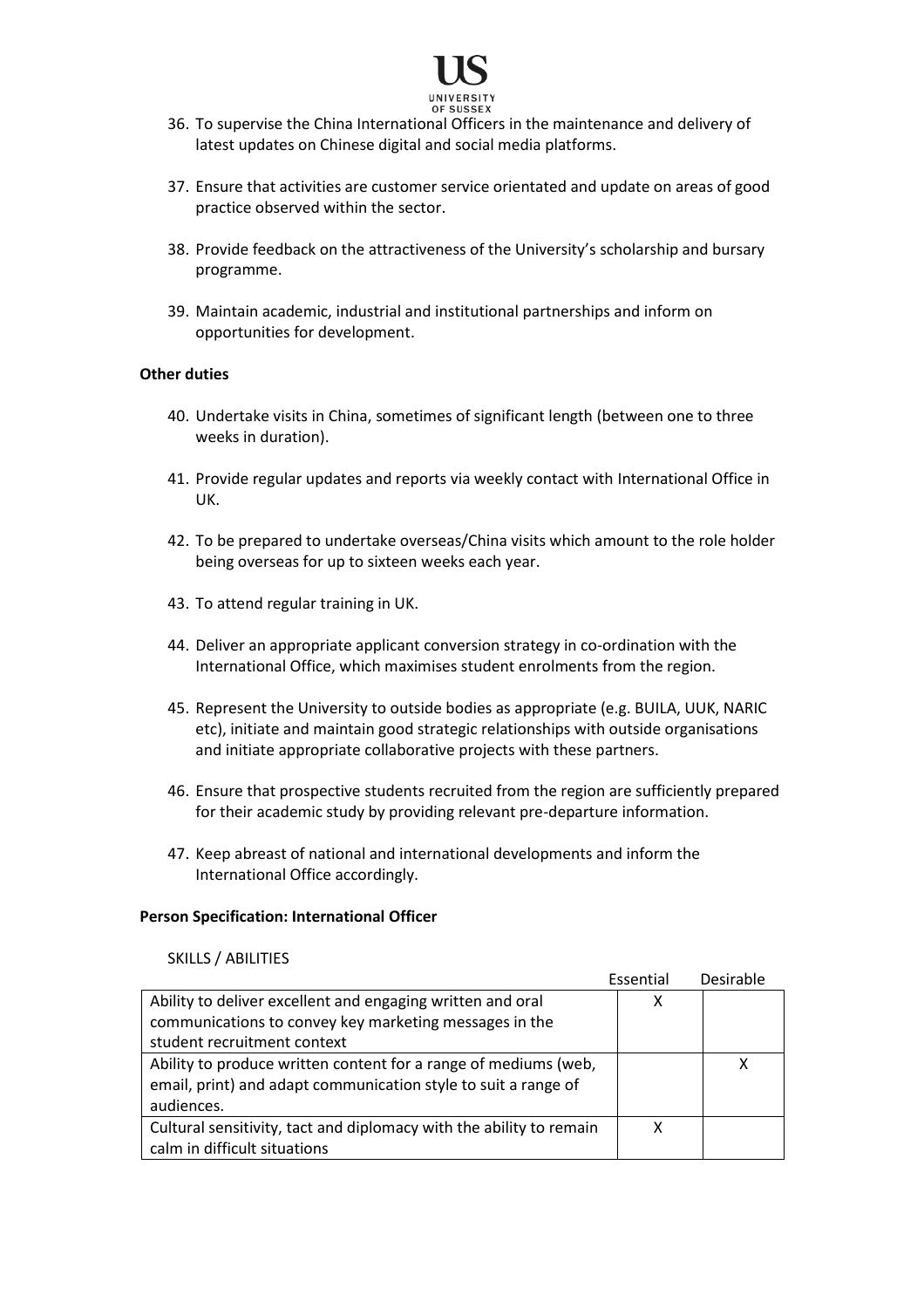36. To supervise the China International Officers in the maintenance and delivery of latest updates on Chinese digital and social media platforms.

37. Ensure that activities are customer service orientated and update on areas of good practice observed within the sector.

38. Provide feedback on the attractiveness of the University's scholarship and bursary programme.

39. Maintain academic, industrial and institutional partnerships and inform on opportunities for development.

**Other duties**

40. Undertake visits in China, sometimes of significant length (between one to three weeks in duration).

41. Provide regular updates and reports via weekly contact with International Office in UK.

42. To be prepared to undertake overseas/China visits which amount to the role holder being overseas for up to sixteen weeks each year.

43. To attend regular training in UK.

44. Deliver an appropriate applicant conversion strategy in co-ordination with the International Office, which maximises student enrolments from the region.

45. Represent the University to outside bodies as appropriate (e.g. BUILA, UUK, NARIC etc), initiate and maintain good strategic relationships with outside organisations and initiate appropriate collaborative projects with these partners.

46. Ensure that prospective students recruited from the region are sufficiently prepared for their academic study by providing relevant pre-departure information.

47. Keep abreast of national and international developments and inform the International Office accordingly.

**Person Specification: International Officer**

SKILLS / ABILITIES

| | Essential | Desirable |
|---|---|---|
| Ability to deliver excellent and engaging written and oral communications to convey key marketing messages in the student recruitment context | X | |
| Ability to produce written content for a range of mediums (web, email, print) and adapt communication style to suit a range of audiences. | | X |
| Cultural sensitivity, tact and diplomacy with the ability to remain calm in difficult situations | X | |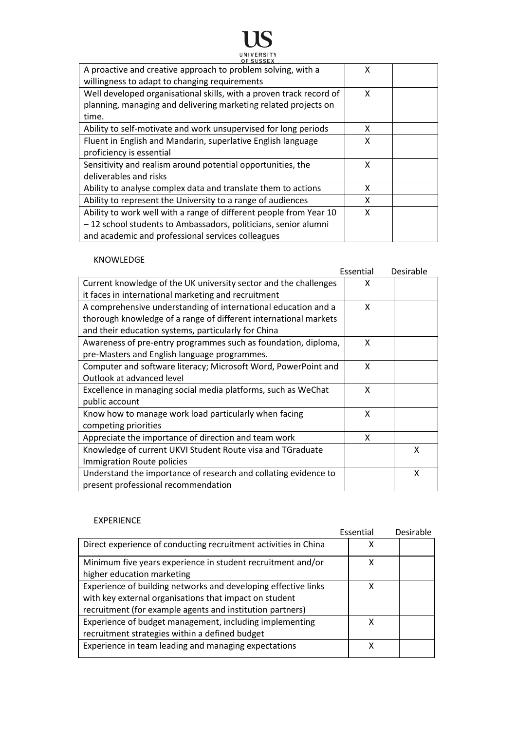| | | |
|---|---|---|
| A proactive and creative approach to problem solving, with a willingness to adapt to changing requirements | X | |
| Well developed organisational skills, with a proven track record of planning, managing and delivering marketing related projects on time. | X | |
| Ability to self-motivate and work unsupervised for long periods | X | |
| Fluent in English and Mandarin, superlative English language proficiency is essential | X | |
| Sensitivity and realism around potential opportunities, the deliverables and risks | X | |
| Ability to analyse complex data and translate them to actions | X | |
| Ability to represent the University to a range of audiences | X | |
| Ability to work well with a range of different people from Year 10 – 12 school students to Ambassadors, politicians, senior alumni and academic and professional services colleagues | X | |

KNOWLEDGE

| | Essential | Desirable |
|---|---|---|
| Current knowledge of the UK university sector and the challenges it faces in international marketing and recruitment | X | |
| A comprehensive understanding of international education and a thorough knowledge of a range of different international markets and their education systems, particularly for China | X | |
| Awareness of pre-entry programmes such as foundation, diploma, pre-Masters and English language programmes. | X | |
| Computer and software literacy; Microsoft Word, PowerPoint and Outlook at advanced level | X | |
| Excellence in managing social media platforms, such as WeChat public account | X | |
| Know how to manage work load particularly when facing competing priorities | X | |
| Appreciate the importance of direction and team work | X | |
| Knowledge of current UKVI Student Route visa and TGraduate Immigration Route policies | | X |
| Understand the importance of research and collating evidence to present professional recommendation | | X |

EXPERIENCE

| | Essential | Desirable |
|---|---|---|
| Direct experience of conducting recruitment activities in China | X | |
| Minimum five years experience in student recruitment and/or higher education marketing | X | |
| Experience of building networks and developing effective links with key external organisations that impact on student recruitment (for example agents and institution partners) | X | |
| Experience of budget management, including implementing recruitment strategies within a defined budget | X | |
| Experience in team leading and managing expectations | X | |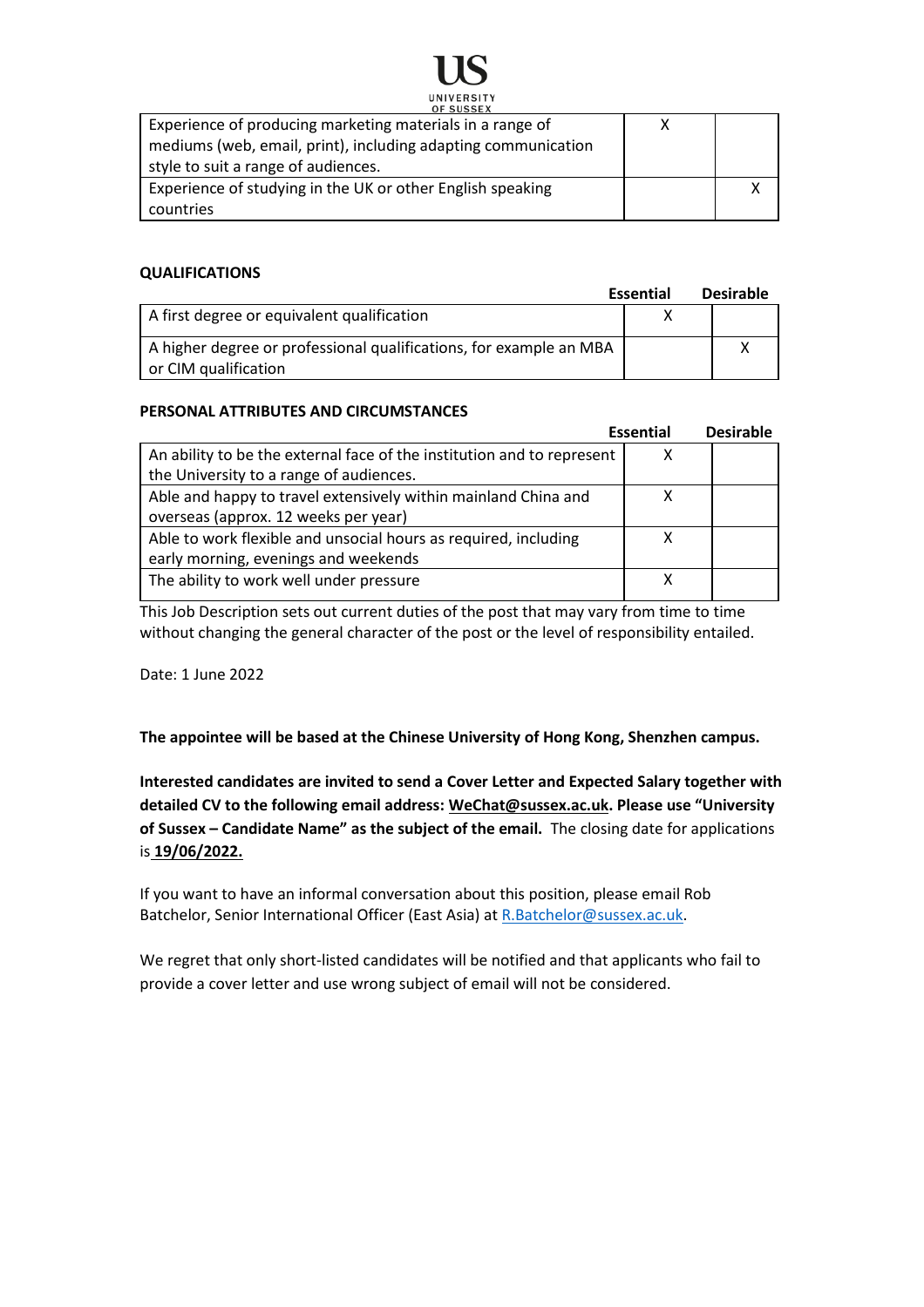| | | |
|---|---|---|
| Experience of producing marketing materials in a range of mediums (web, email, print), including adapting communication style to suit a range of audiences. | X | |
| Experience of studying in the UK or other English speaking countries | | X |

**QUALIFICATIONS**

| | Essential | Desirable |
|---|---|---|
| A first degree or equivalent qualification | X | |
| A higher degree or professional qualifications, for example an MBA or CIM qualification | | X |

**PERSONAL ATTRIBUTES AND CIRCUMSTANCES**

| | Essential | Desirable |
|---|---|---|
| An ability to be the external face of the institution and to represent the University to a range of audiences. | X | |
| Able and happy to travel extensively within mainland China and overseas (approx. 12 weeks per year) | X | |
| Able to work flexible and unsocial hours as required, including early morning, evenings and weekends | X | |
| The ability to work well under pressure | X | |

This Job Description sets out current duties of the post that may vary from time to time without changing the general character of the post or the level of responsibility entailed.

Date: 1 June 2022

**The appointee will be based at the Chinese University of Hong Kong, Shenzhen campus.**

**Interested candidates are invited to send a Cover Letter and Expected Salary together with detailed CV to the following email address: WeChat@sussex.ac.uk. Please use "University of Sussex – Candidate Name" as the subject of the email.** The closing date for applications is **19/06/2022.**

If you want to have an informal conversation about this position, please email Rob Batchelor, Senior International Officer (East Asia) at R.Batchelor@sussex.ac.uk.

We regret that only short-listed candidates will be notified and that applicants who fail to provide a cover letter and use wrong subject of email will not be considered.